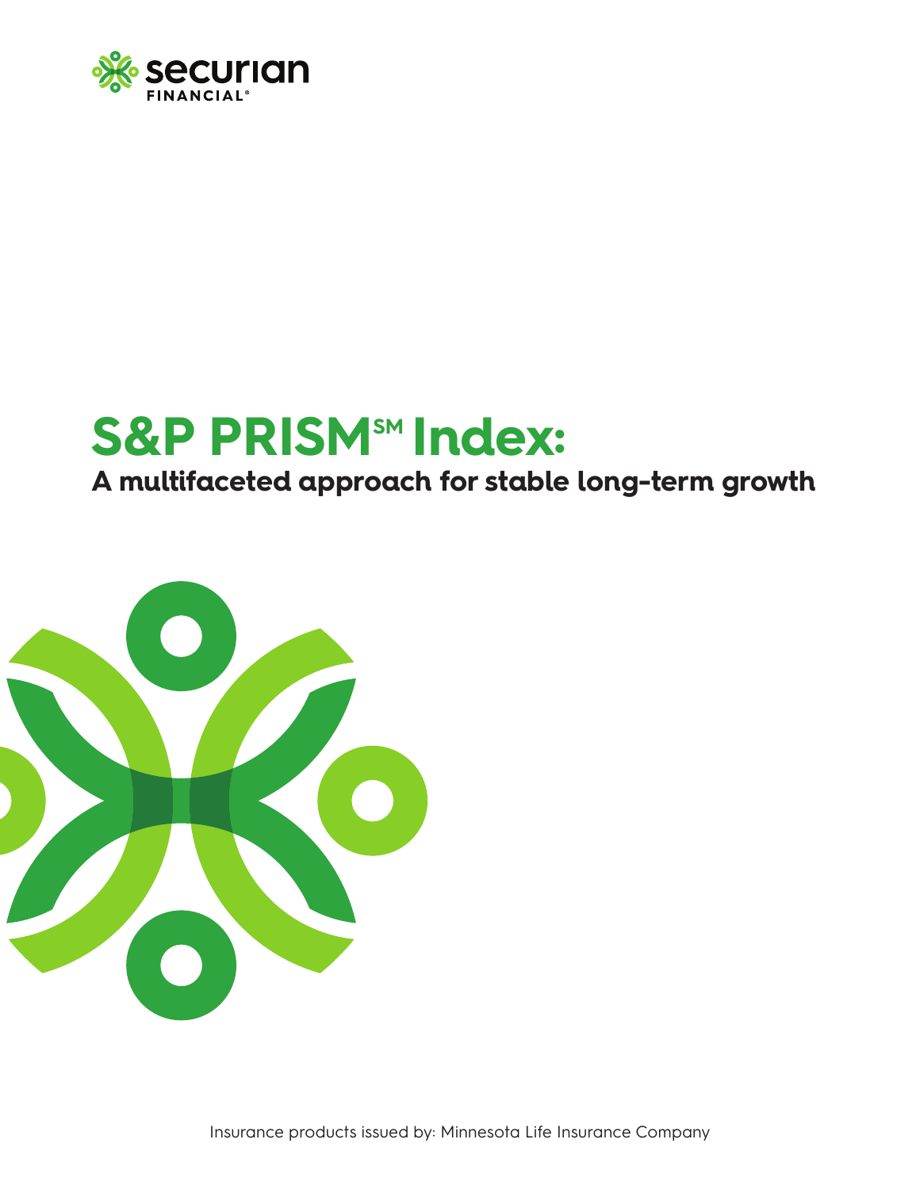Securian Financial®

# S&P PRISM℠ Index:

## A multifaceted approach for stable long-term growth

Insurance products issued by: Minnesota Life Insurance Company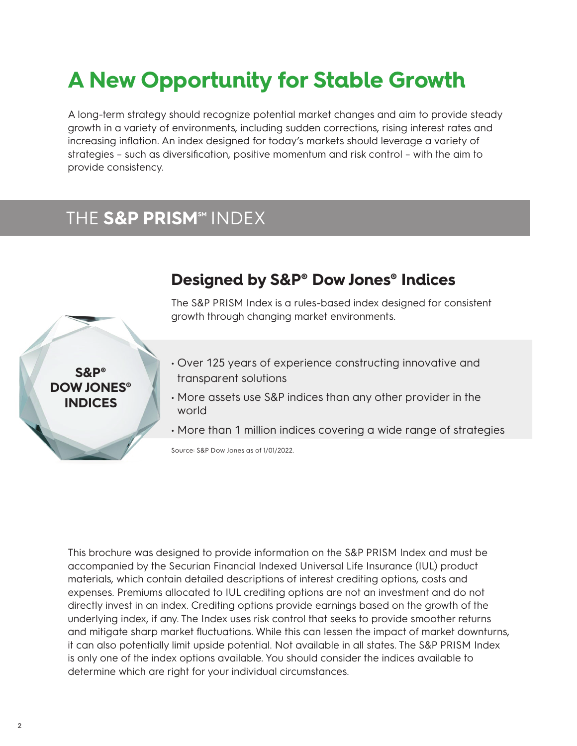# A New Opportunity for Stable Growth

A long-term strategy should recognize potential market changes and aim to provide steady growth in a variety of environments, including sudden corrections, rising interest rates and increasing inflation. An index designed for today's markets should leverage a variety of strategies – such as diversification, positive momentum and risk control – with the aim to provide consistency.

## THE **S&P PRISM℠** INDEX

**S&P® DOW JONES® INDICES**

### Designed by S&P® Dow Jones® Indices

The S&P PRISM Index is a rules-based index designed for consistent growth through changing market environments.

- Over 125 years of experience constructing innovative and transparent solutions
- More assets use S&P indices than any other provider in the world
- More than 1 million indices covering a wide range of strategies

Source: S&P Dow Jones as of 1/01/2022.

This brochure was designed to provide information on the S&P PRISM Index and must be accompanied by the Securian Financial Indexed Universal Life Insurance (IUL) product materials, which contain detailed descriptions of interest crediting options, costs and expenses. Premiums allocated to IUL crediting options are not an investment and do not directly invest in an index. Crediting options provide earnings based on the growth of the underlying index, if any. The Index uses risk control that seeks to provide smoother returns and mitigate sharp market fluctuations. While this can lessen the impact of market downturns, it can also potentially limit upside potential. Not available in all states. The S&P PRISM Index is only one of the index options available. You should consider the indices available to determine which are right for your individual circumstances.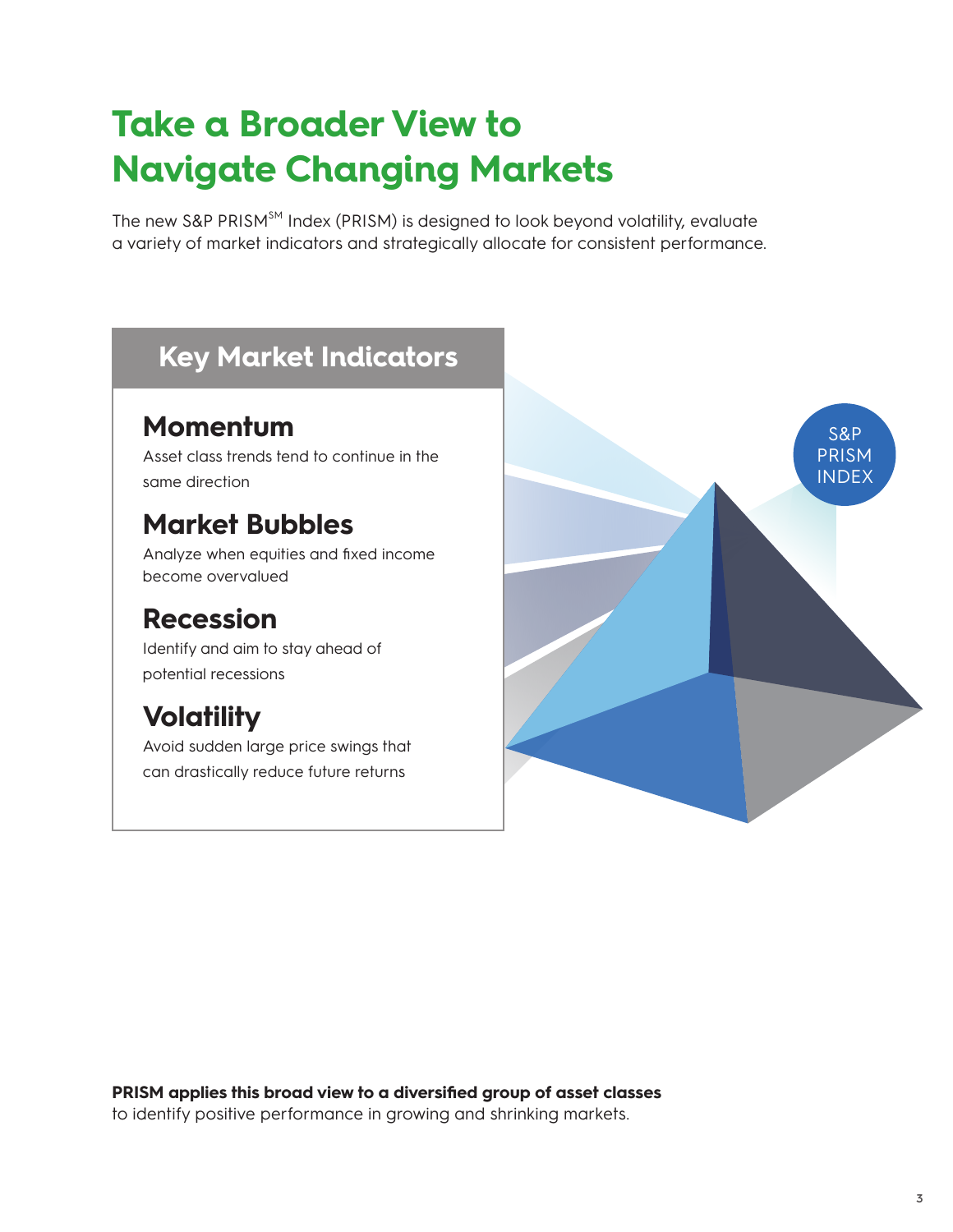# Take a Broader View to Navigate Changing Markets

The new S&P PRISM[SM] Index (PRISM) is designed to look beyond volatility, evaluate a variety of market indicators and strategically allocate for consistent performance.

## Key Market Indicators

### Momentum

Asset class trends tend to continue in the same direction

### Market Bubbles

Analyze when equities and fixed income become overvalued

### Recession

Identify and aim to stay ahead of potential recessions

### Volatility

Avoid sudden large price swings that can drastically reduce future returns

S&P PRISM INDEX

**PRISM applies this broad view to a diversified group of asset classes** to identify positive performance in growing and shrinking markets.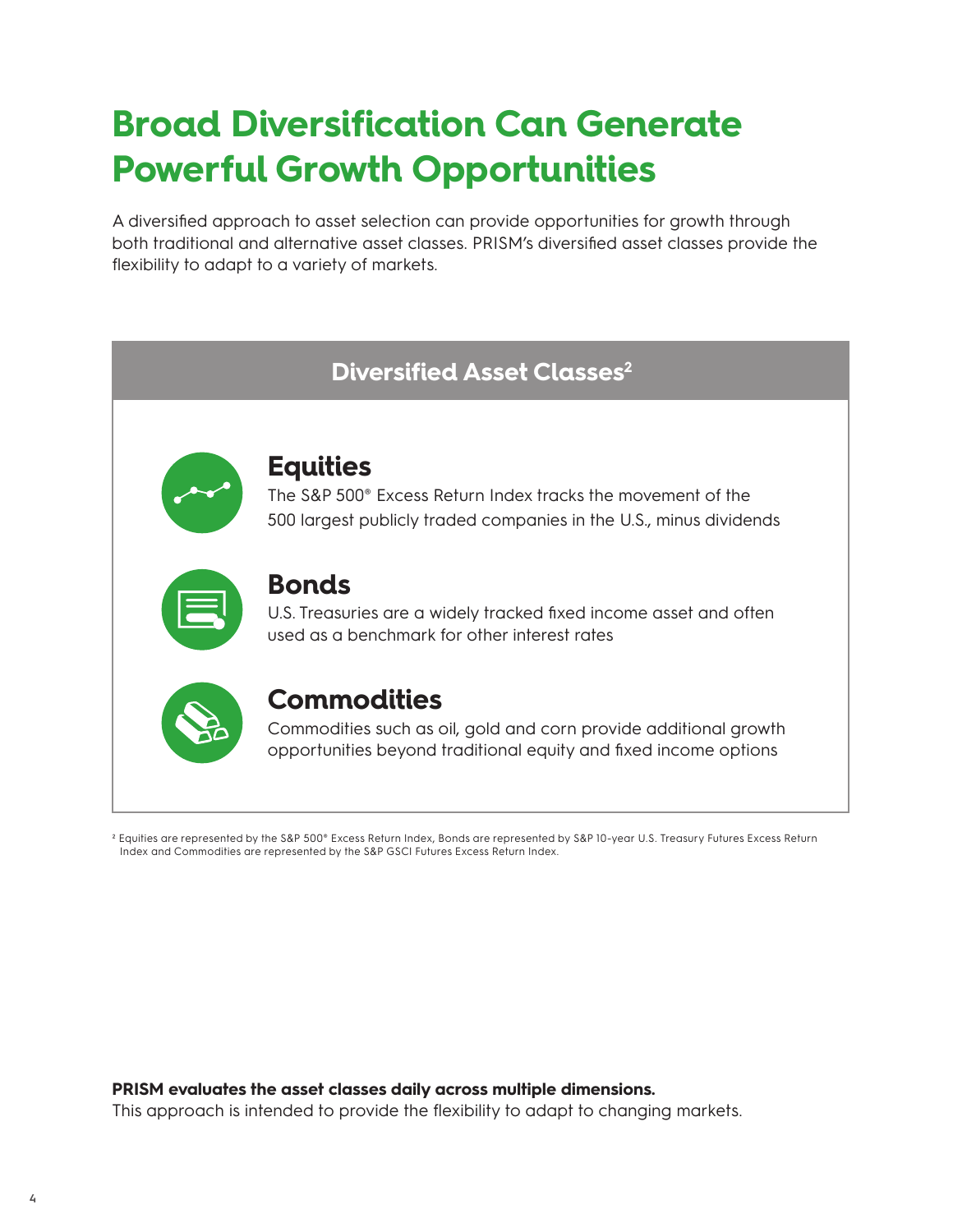# Broad Diversification Can Generate Powerful Growth Opportunities

A diversified approach to asset selection can provide opportunities for growth through both traditional and alternative asset classes. PRISM's diversified asset classes provide the flexibility to adapt to a variety of markets.

## Diversified Asset Classes[2]

### Equities

The S&P 500® Excess Return Index tracks the movement of the 500 largest publicly traded companies in the U.S., minus dividends

### Bonds

U.S. Treasuries are a widely tracked fixed income asset and often used as a benchmark for other interest rates

### Commodities

Commodities such as oil, gold and corn provide additional growth opportunities beyond traditional equity and fixed income options

[2] Equities are represented by the S&P 500® Excess Return Index, Bonds are represented by S&P 10-year U.S. Treasury Futures Excess Return Index and Commodities are represented by the S&P GSCI Futures Excess Return Index.

**PRISM evaluates the asset classes daily across multiple dimensions.**
This approach is intended to provide the flexibility to adapt to changing markets.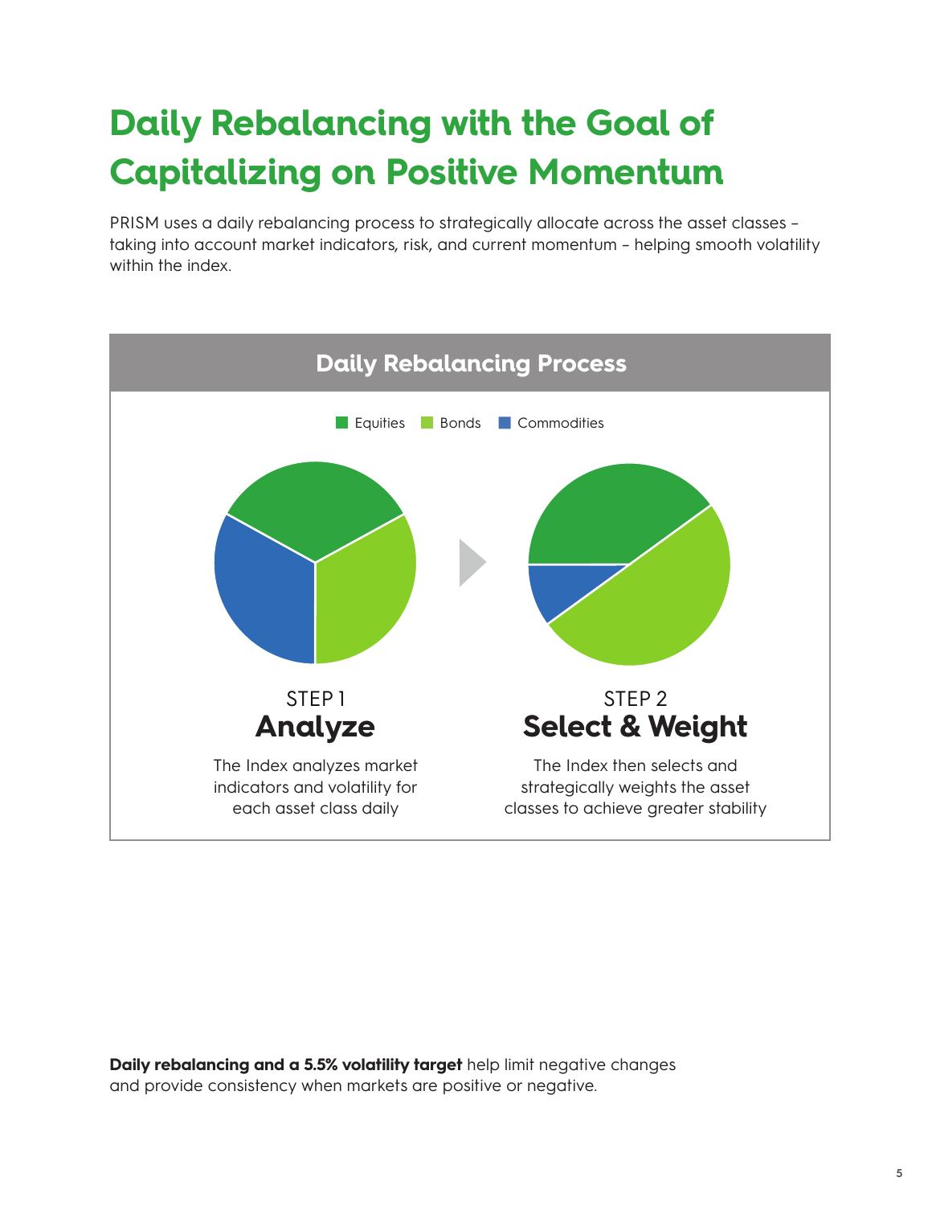# Daily Rebalancing with the Goal of Capitalizing on Positive Momentum

PRISM uses a daily rebalancing process to strategically allocate across the asset classes – taking into account market indicators, risk, and current momentum – helping smooth volatility within the index.

## Daily Rebalancing Process

Equities Bonds Commodities

STEP 1

### Analyze

The Index analyzes market indicators and volatility for each asset class daily

STEP 2

### Select & Weight

The Index then selects and strategically weights the asset classes to achieve greater stability

**Daily rebalancing and a 5.5% volatility target** help limit negative changes and provide consistency when markets are positive or negative.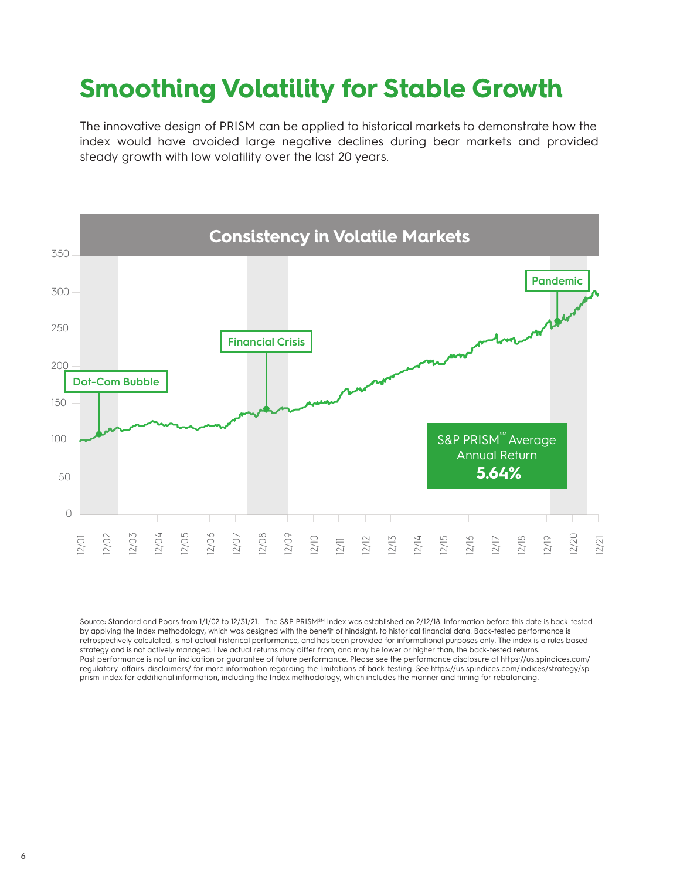# Smoothing Volatility for Stable Growth

The innovative design of PRISM can be applied to historical markets to demonstrate how the index would have avoided large negative declines during bear markets and provided steady growth with low volatility over the last 20 years.

## Consistency in Volatile Markets

Dot-Com Bubble

Financial Crisis

Pandemic

S&P PRISM[SM] Average Annual Return **5.64%**

Source: Standard and Poors from 1/1/02 to 12/31/21. The S&P PRISM[SM] Index was established on 2/12/18. Information before this date is back-tested by applying the Index methodology, which was designed with the benefit of hindsight, to historical financial data. Back-tested performance is retrospectively calculated, is not actual historical performance, and has been provided for informational purposes only. The index is a rules based strategy and is not actively managed. Live actual returns may differ from, and may be lower or higher than, the back-tested returns. Past performance is not an indication or guarantee of future performance. Please see the performance disclosure at https://us.spindices.com/regulatory-affairs-disclaimers/ for more information regarding the limitations of back-testing. See https://us.spindices.com/indices/strategy/sp-prism-index for additional information, including the Index methodology, which includes the manner and timing for rebalancing.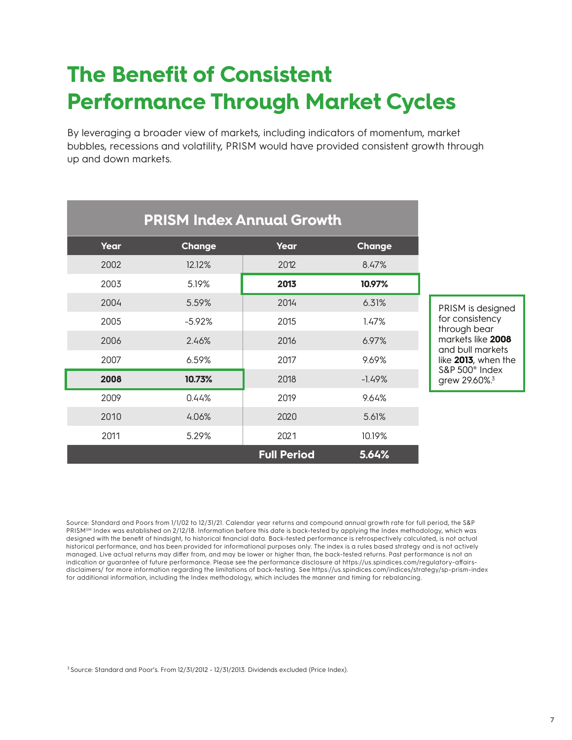# The Benefit of Consistent Performance Through Market Cycles

By leveraging a broader view of markets, including indicators of momentum, market bubbles, recessions and volatility, PRISM would have provided consistent growth through up and down markets.

| PRISM Index Annual Growth | | | |
|---|---|---|---|
| **Year** | **Change** | **Year** | **Change** |
| 2002 | 12.12% | 2012 | 8.47% |
| 2003 | 5.19% | **2013** | **10.97%** |
| 2004 | 5.59% | 2014 | 6.31% |
| 2005 | -5.92% | 2015 | 1.47% |
| 2006 | 2.46% | 2016 | 6.97% |
| 2007 | 6.59% | 2017 | 9.69% |
| **2008** | **10.73%** | 2018 | -1.49% |
| 2009 | 0.44% | 2019 | 9.64% |
| 2010 | 4.06% | 2020 | 5.61% |
| 2011 | 5.29% | 2021 | 10.19% |
| | | **Full Period** | **5.64%** |

PRISM is designed for consistency through bear markets like **2008** and bull markets like **2013**, when the S&P 500® Index grew 29.60%.[3]

Source: Standard and Poors from 1/1/02 to 12/31/21. Calendar year returns and compound annual growth rate for full period, the S&P PRISM℠ Index was established on 2/12/18. Information before this date is back-tested by applying the Index methodology, which was designed with the benefit of hindsight, to historical financial data. Back-tested performance is retrospectively calculated, is not actual historical performance, and has been provided for informational purposes only. The index is a rules based strategy and is not actively managed. Live actual returns may differ from, and may be lower or higher than, the back-tested returns. Past performance is not an indication or guarantee of future performance. Please see the performance disclosure at https://us.spindices.com/regulatory-affairs-disclaimers/ for more information regarding the limitations of back-testing. See https://us.spindices.com/indices/strategy/sp-prism-index for additional information, including the Index methodology, which includes the manner and timing for rebalancing.

[3] Source: Standard and Poor's. From 12/31/2012 - 12/31/2013. Dividends excluded (Price Index).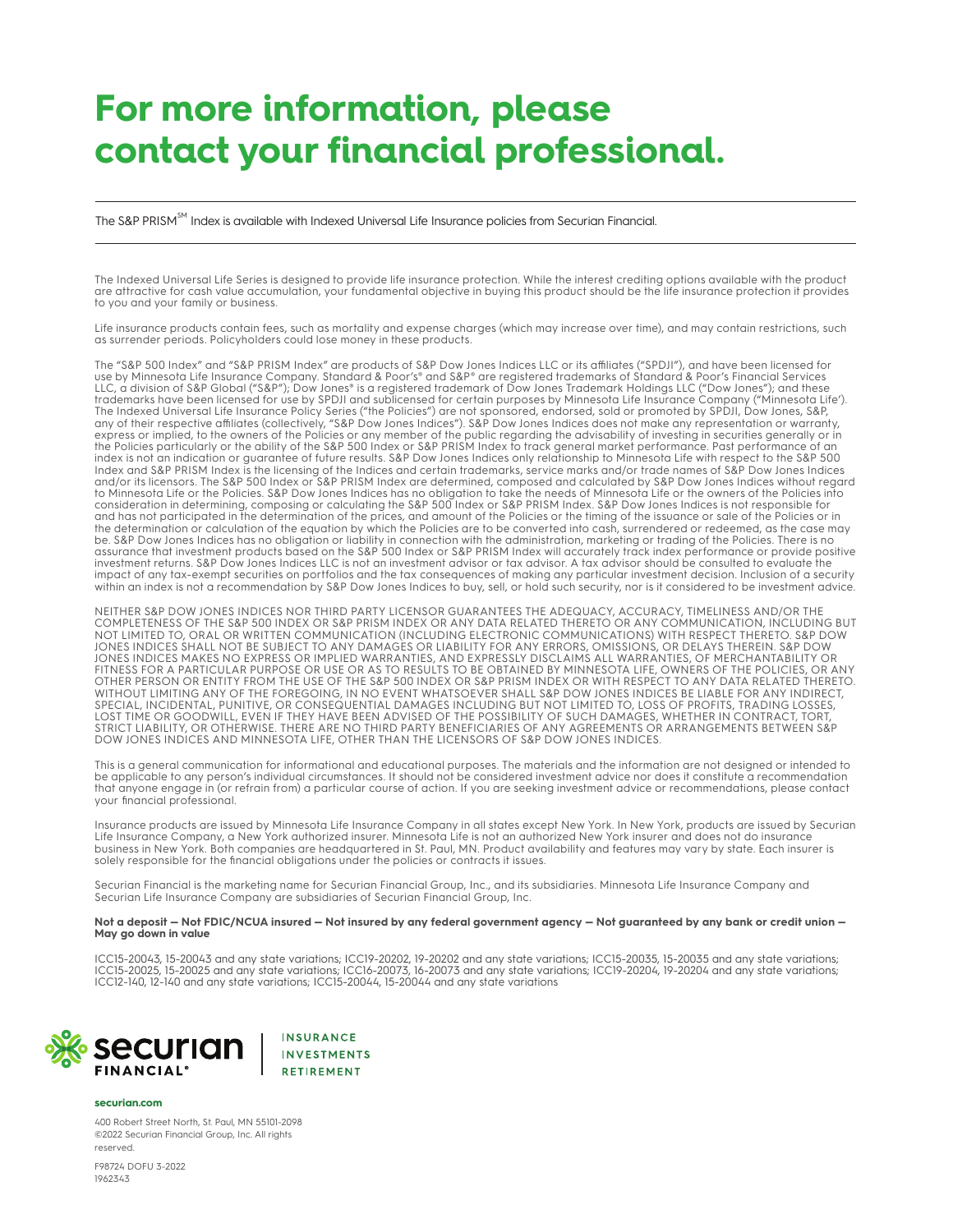# For more information, please contact your financial professional.

The S&P PRISM℠ Index is available with Indexed Universal Life Insurance policies from Securian Financial.

The Indexed Universal Life Series is designed to provide life insurance protection. While the interest crediting options available with the product are attractive for cash value accumulation, your fundamental objective in buying this product should be the life insurance protection it provides to you and your family or business.

Life insurance products contain fees, such as mortality and expense charges (which may increase over time), and may contain restrictions, such as surrender periods. Policyholders could lose money in these products.

The "S&P 500 Index" and "S&P PRISM Index" are products of S&P Dow Jones Indices LLC or its affiliates ("SPDJI"), and have been licensed for use by Minnesota Life Insurance Company. Standard & Poor's® and S&P® are registered trademarks of Standard & Poor's Financial Services LLC, a division of S&P Global ("S&P"); Dow Jones® is a registered trademark of Dow Jones Trademark Holdings LLC ("Dow Jones"); and these trademarks have been licensed for use by SPDJI and sublicensed for certain purposes by Minnesota Life Insurance Company ("Minnesota Life'). The Indexed Universal Life Insurance Policy Series ("the Policies") are not sponsored, endorsed, sold or promoted by SPDJI, Dow Jones, S&P, any of their respective affiliates (collectively, "S&P Dow Jones Indices"). S&P Dow Jones Indices does not make any representation or warranty, express or implied, to the owners of the Policies or any member of the public regarding the advisability of investing in securities generally or in the Policies particularly or the ability of the S&P 500 Index or S&P PRISM Index to track general market performance. Past performance of an index is not an indication or guarantee of future results. S&P Dow Jones Indices only relationship to Minnesota Life with respect to the S&P 500 Index and S&P PRISM Index is the licensing of the Indices and certain trademarks, service marks and/or trade names of S&P Dow Jones Indices and/or its licensors. The S&P 500 Index or S&P PRISM Index are determined, composed and calculated by S&P Dow Jones Indices without regard to Minnesota Life or the Policies. S&P Dow Jones Indices has no obligation to take the needs of Minnesota Life or the owners of the Policies into consideration in determining, composing or calculating the S&P 500 Index or S&P PRISM Index. S&P Dow Jones Indices is not responsible for and has not participated in the determination of the prices, and amount of the Policies or the timing of the issuance or sale of the Policies or in the determination or calculation of the equation by which the Policies are to be converted into cash, surrendered or redeemed, as the case may be. S&P Dow Jones Indices has no obligation or liability in connection with the administration, marketing or trading of the Policies. There is no assurance that investment products based on the S&P 500 Index or S&P PRISM Index will accurately track index performance or provide positive investment returns. S&P Dow Jones Indices LLC is not an investment advisor or tax advisor. A tax advisor should be consulted to evaluate the impact of any tax-exempt securities on portfolios and the tax consequences of making any particular investment decision. Inclusion of a security within an index is not a recommendation by S&P Dow Jones Indices to buy, sell, or hold such security, nor is it considered to be investment advice.

NEITHER S&P DOW JONES INDICES NOR THIRD PARTY LICENSOR GUARANTEES THE ADEQUACY, ACCURACY, TIMELINESS AND/OR THE COMPLETENESS OF THE S&P 500 INDEX OR S&P PRISM INDEX OR ANY DATA RELATED THERETO OR ANY COMMUNICATION, INCLUDING BUT NOT LIMITED TO, ORAL OR WRITTEN COMMUNICATION (INCLUDING ELECTRONIC COMMUNICATIONS) WITH RESPECT THERETO. S&P DOW JONES INDICES SHALL NOT BE SUBJECT TO ANY DAMAGES OR LIABILITY FOR ANY ERRORS, OMISSIONS, OR DELAYS THEREIN. S&P DOW JONES INDICES MAKES NO EXPRESS OR IMPLIED WARRANTIES, AND EXPRESSLY DISCLAIMS ALL WARRANTIES, OF MERCHANTABILITY OR FITNESS FOR A PARTICULAR PURPOSE OR USE OR AS TO RESULTS TO BE OBTAINED BY MINNESOTA LIFE, OWNERS OF THE POLICIES, OR ANY OTHER PERSON OR ENTITY FROM THE USE OF THE S&P 500 INDEX OR S&P PRISM INDEX OR WITH RESPECT TO ANY DATA RELATED THERETO. WITHOUT LIMITING ANY OF THE FOREGOING, IN NO EVENT WHATSOEVER SHALL S&P DOW JONES INDICES BE LIABLE FOR ANY INDIRECT, SPECIAL, INCIDENTAL, PUNITIVE, OR CONSEQUENTIAL DAMAGES INCLUDING BUT NOT LIMITED TO, LOSS OF PROFITS, TRADING LOSSES, LOST TIME OR GOODWILL, EVEN IF THEY HAVE BEEN ADVISED OF THE POSSIBILITY OF SUCH DAMAGES, WHETHER IN CONTRACT, TORT, STRICT LIABILITY, OR OTHERWISE. THERE ARE NO THIRD PARTY BENEFICIARIES OF ANY AGREEMENTS OR ARRANGEMENTS BETWEEN S&P DOW JONES INDICES AND MINNESOTA LIFE, OTHER THAN THE LICENSORS OF S&P DOW JONES INDICES.

This is a general communication for informational and educational purposes. The materials and the information are not designed or intended to be applicable to any person's individual circumstances. It should not be considered investment advice nor does it constitute a recommendation that anyone engage in (or refrain from) a particular course of action. If you are seeking investment advice or recommendations, please contact your financial professional.

Insurance products are issued by Minnesota Life Insurance Company in all states except New York. In New York, products are issued by Securian Life Insurance Company, a New York authorized insurer. Minnesota Life is not an authorized New York insurer and does not do insurance business in New York. Both companies are headquartered in St. Paul, MN. Product availability and features may vary by state. Each insurer is solely responsible for the financial obligations under the policies or contracts it issues.

Securian Financial is the marketing name for Securian Financial Group, Inc., and its subsidiaries. Minnesota Life Insurance Company and Securian Life Insurance Company are subsidiaries of Securian Financial Group, Inc.

**Not a deposit — Not FDIC/NCUA insured — Not insured by any federal government agency — Not guaranteed by any bank or credit union — May go down in value**

ICC15-20043, 15-20043 and any state variations; ICC19-20202, 19-20202 and any state variations; ICC15-20035, 15-20035 and any state variations; ICC15-20025, 15-20025 and any state variations; ICC16-20073, 16-20073 and any state variations; ICC19-20204, 19-20204 and any state variations; ICC12-140, 12-140 and any state variations; ICC15-20044, 15-20044 and any state variations

Securian FINANCIAL® | INSURANCE INVESTMENTS RETIREMENT

**securian.com**

400 Robert Street North, St. Paul, MN 55101-2098
©2022 Securian Financial Group, Inc. All rights reserved.

F98724 DOFU 3-2022
1962343